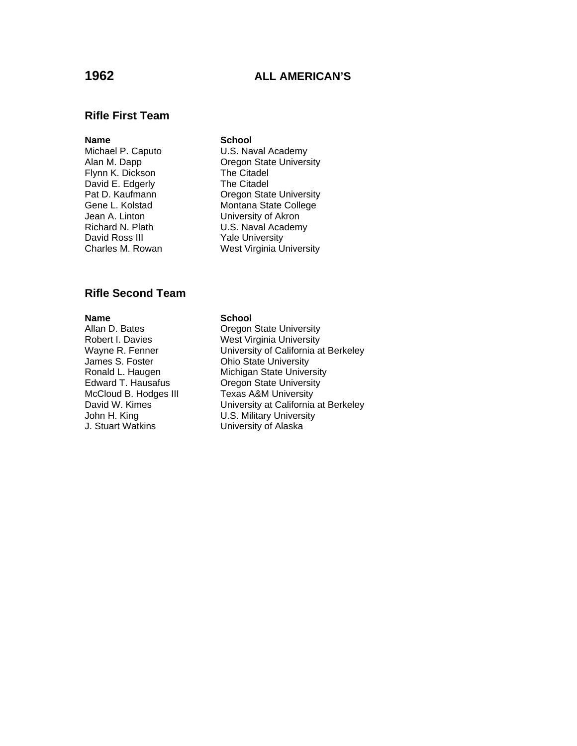# 1962 ALL AMERICAN'S

## Rifle First Team

| Name | School |
|---|---|
| Michael P. Caputo | U.S. Naval Academy |
| Alan M. Dapp | Oregon State University |
| Flynn K. Dickson | The Citadel |
| David E. Edgerly | The Citadel |
| Pat D. Kaufmann | Oregon State University |
| Gene L. Kolstad | Montana State College |
| Jean A. Linton | University of Akron |
| Richard N. Plath | U.S. Naval Academy |
| David Ross III | Yale University |
| Charles M. Rowan | West Virginia University |

## Rifle Second Team

| Name | School |
|---|---|
| Allan D. Bates | Oregon State University |
| Robert I. Davies | West Virginia University |
| Wayne R. Fenner | University of California at Berkeley |
| James S. Foster | Ohio State University |
| Ronald L. Haugen | Michigan State University |
| Edward T. Hausafus | Oregon State University |
| McCloud B. Hodges III | Texas A&M University |
| David W. Kimes | University at California at Berkeley |
| John H. King | U.S. Military University |
| J. Stuart Watkins | University of Alaska |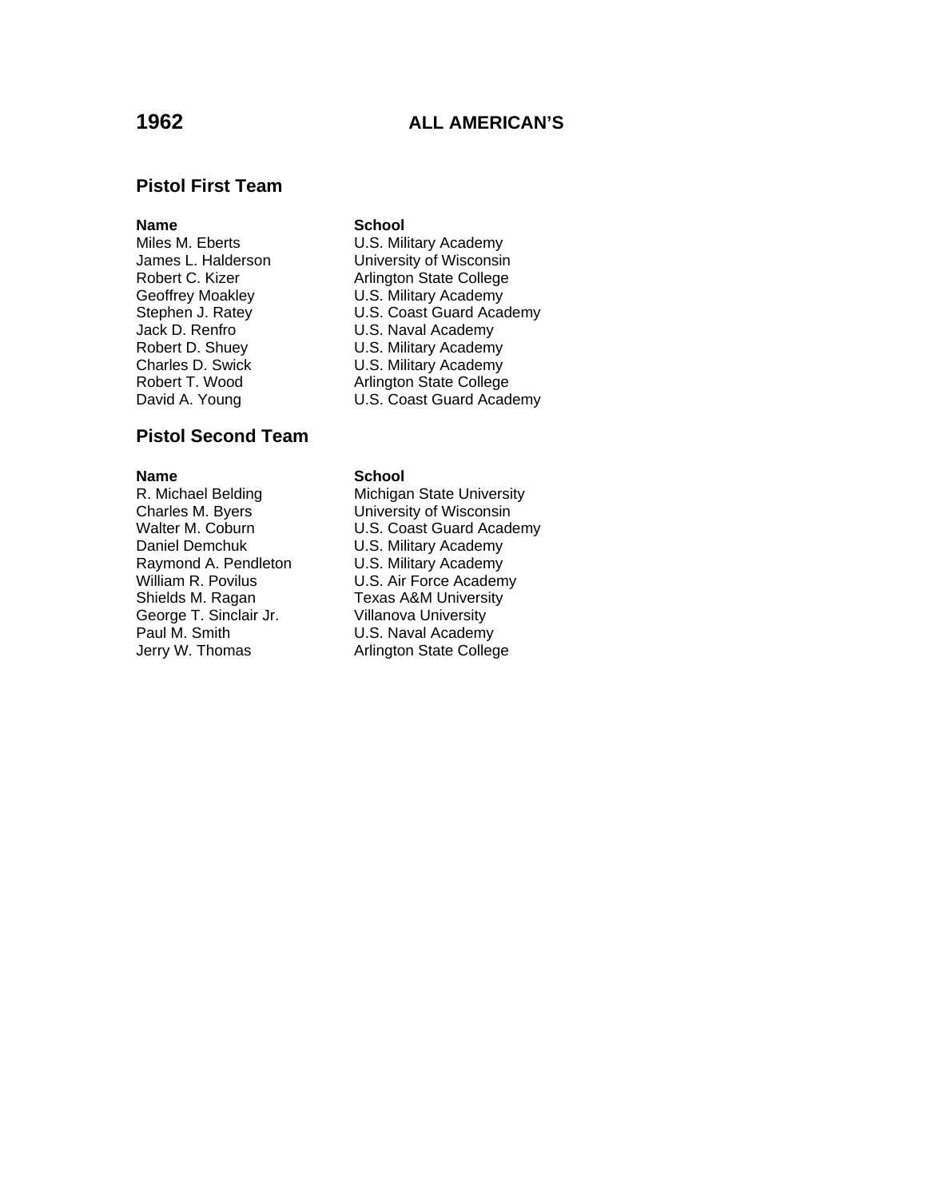# 1962 ALL AMERICAN'S

## Pistol First Team

| Name | School |
|---|---|
| Miles M. Eberts | U.S. Military Academy |
| James L. Halderson | University of Wisconsin |
| Robert C. Kizer | Arlington State College |
| Geoffrey Moakley | U.S. Military Academy |
| Stephen J. Ratey | U.S. Coast Guard Academy |
| Jack D. Renfro | U.S. Naval Academy |
| Robert D. Shuey | U.S. Military Academy |
| Charles D. Swick | U.S. Military Academy |
| Robert T. Wood | Arlington State College |
| David A. Young | U.S. Coast Guard Academy |

## Pistol Second Team

| Name | School |
|---|---|
| R. Michael Belding | Michigan State University |
| Charles M. Byers | University of Wisconsin |
| Walter M. Coburn | U.S. Coast Guard Academy |
| Daniel Demchuk | U.S. Military Academy |
| Raymond A. Pendleton | U.S. Military Academy |
| William R. Povilus | U.S. Air Force Academy |
| Shields M. Ragan | Texas A&M University |
| George T. Sinclair Jr. | Villanova University |
| Paul M. Smith | U.S. Naval Academy |
| Jerry W. Thomas | Arlington State College |